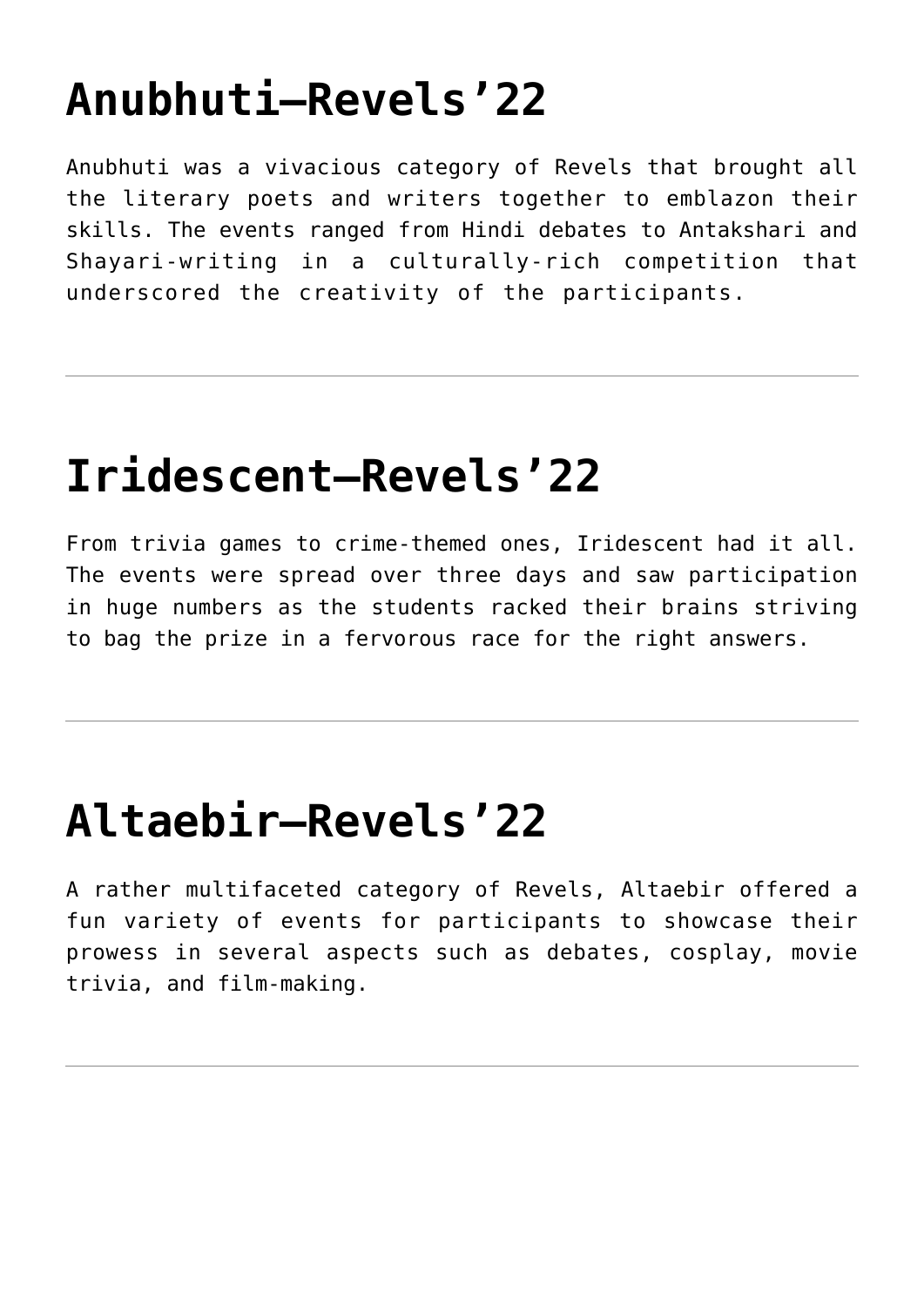# Anubhuti–Revels’22

Anubhuti was a vivacious category of Revels that brought all the literary poets and writers together to emblazon their skills. The events ranged from Hindi debates to Antakshari and Shayari-writing in a culturally-rich competition that underscored the creativity of the participants.

---

# Iridescent–Revels’22

From trivia games to crime-themed ones, Iridescent had it all. The events were spread over three days and saw participation in huge numbers as the students racked their brains striving to bag the prize in a fervorous race for the right answers.

---

# Altaebir–Revels’22

A rather multifaceted category of Revels, Altaebir offered a fun variety of events for participants to showcase their prowess in several aspects such as debates, cosplay, movie trivia, and film-making.

---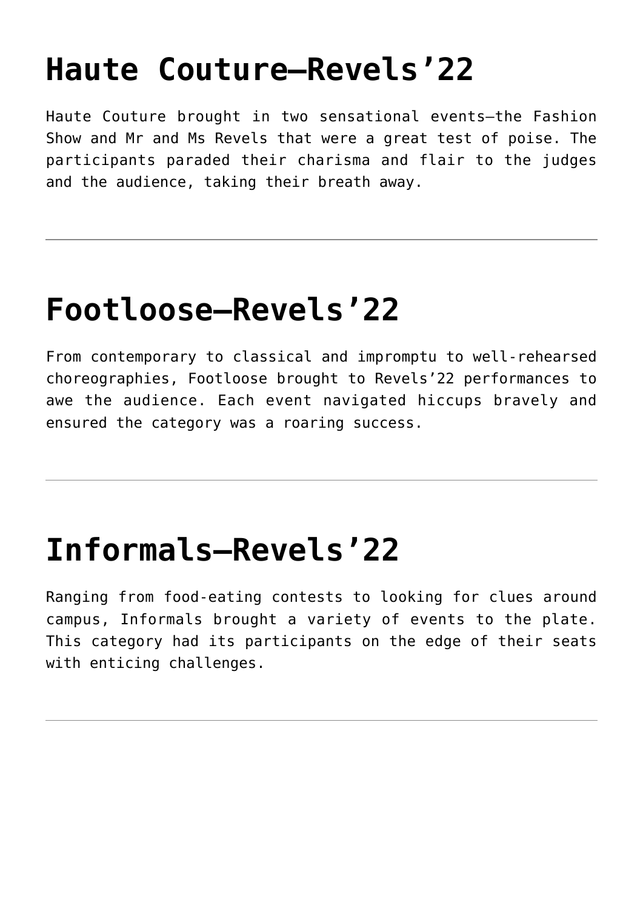# Haute Couture—Revels'22

Haute Couture brought in two sensational events—the Fashion Show and Mr and Ms Revels that were a great test of poise. The participants paraded their charisma and flair to the judges and the audience, taking their breath away.

---

# Footloose—Revels'22

From contemporary to classical and impromptu to well-rehearsed choreographies, Footloose brought to Revels'22 performances to awe the audience. Each event navigated hiccups bravely and ensured the category was a roaring success.

---

# Informals—Revels'22

Ranging from food-eating contests to looking for clues around campus, Informals brought a variety of events to the plate. This category had its participants on the edge of their seats with enticing challenges.

---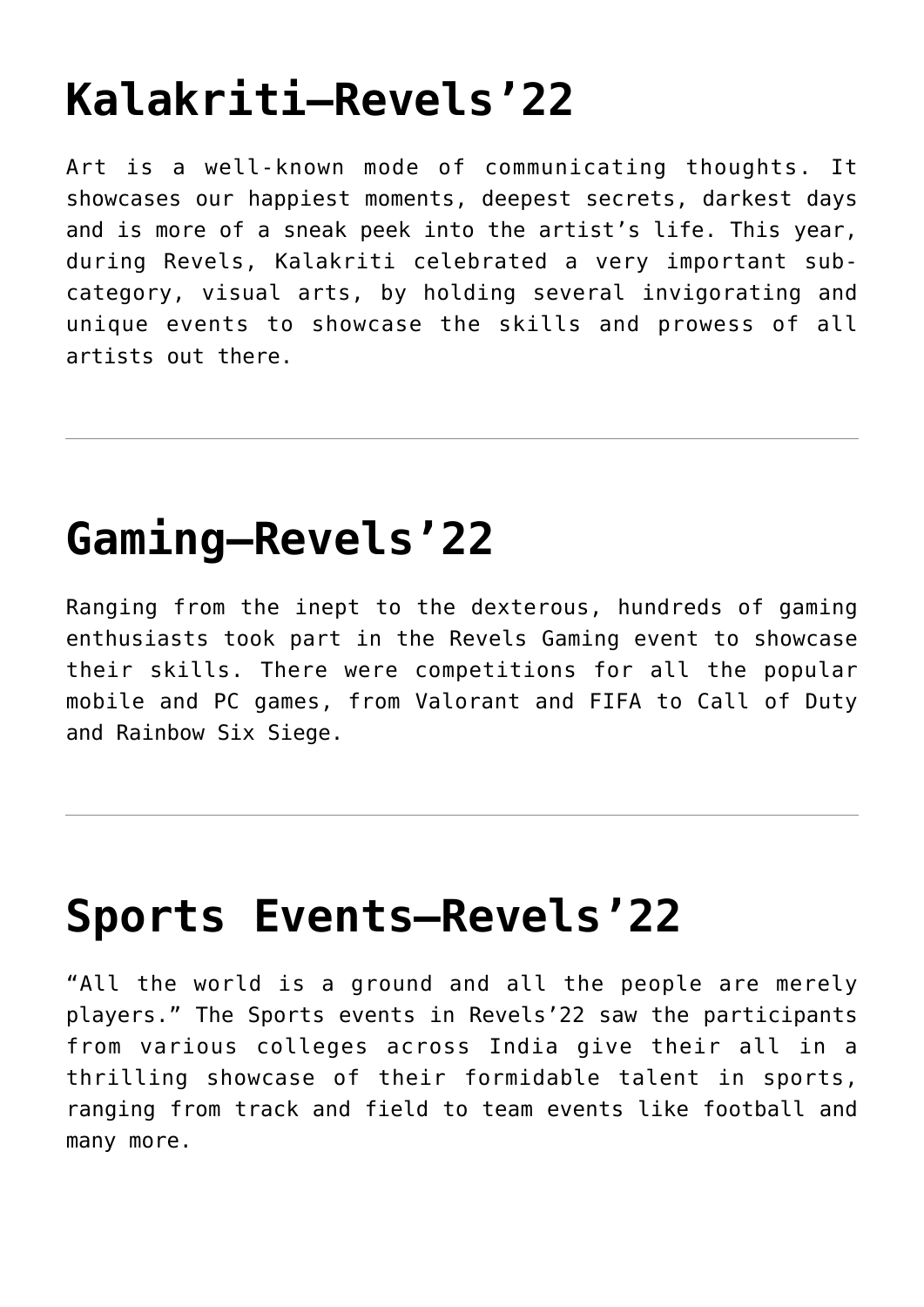# Kalakriti–Revels'22

Art is a well-known mode of communicating thoughts. It showcases our happiest moments, deepest secrets, darkest days and is more of a sneak peek into the artist's life. This year, during Revels, Kalakriti celebrated a very important sub-category, visual arts, by holding several invigorating and unique events to showcase the skills and prowess of all artists out there.

---

# Gaming–Revels'22

Ranging from the inept to the dexterous, hundreds of gaming enthusiasts took part in the Revels Gaming event to showcase their skills. There were competitions for all the popular mobile and PC games, from Valorant and FIFA to Call of Duty and Rainbow Six Siege.

---

# Sports Events–Revels'22

"All the world is a ground and all the people are merely players." The Sports events in Revels'22 saw the participants from various colleges across India give their all in a thrilling showcase of their formidable talent in sports, ranging from track and field to team events like football and many more.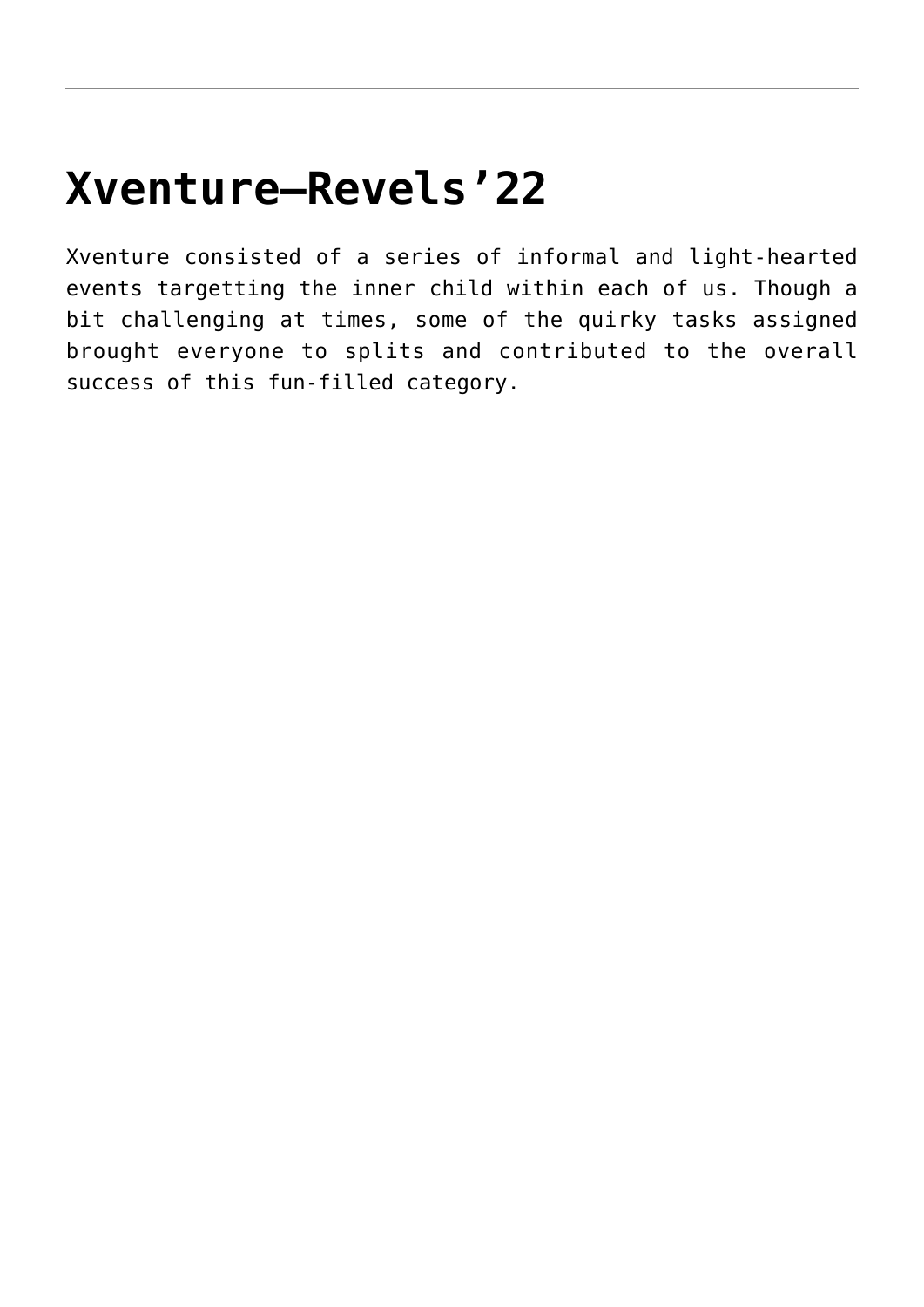# Xventure—Revels'22

Xventure consisted of a series of informal and light-hearted events targetting the inner child within each of us. Though a bit challenging at times, some of the quirky tasks assigned brought everyone to splits and contributed to the overall success of this fun-filled category.